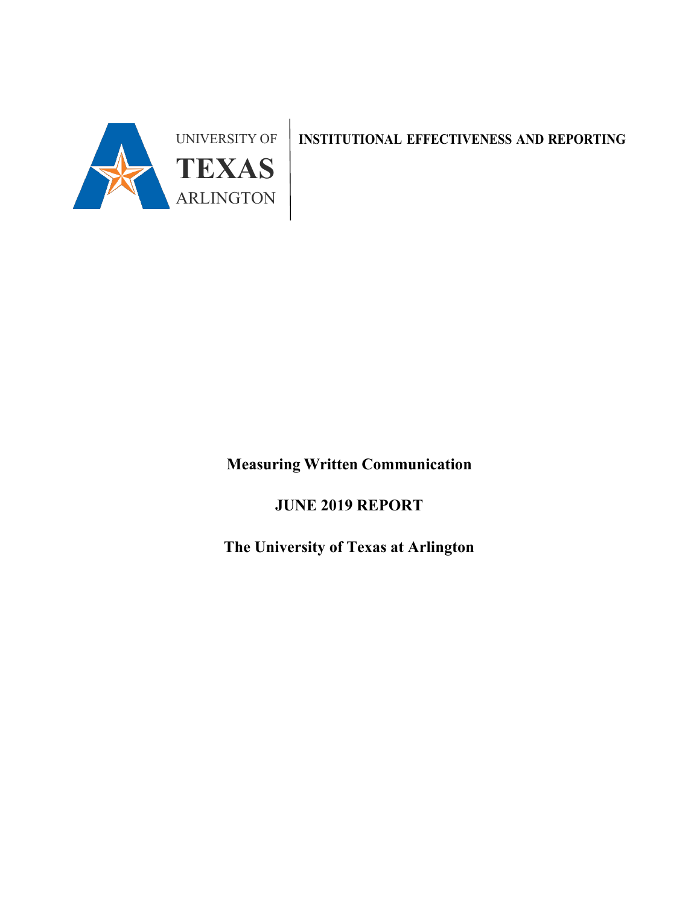UNIVERSITY OF
**TEXAS**
ARLINGTON

**INSTITUTIONAL EFFECTIVENESS AND REPORTING**

# Measuring Written Communication

## JUNE 2019 REPORT

## The University of Texas at Arlington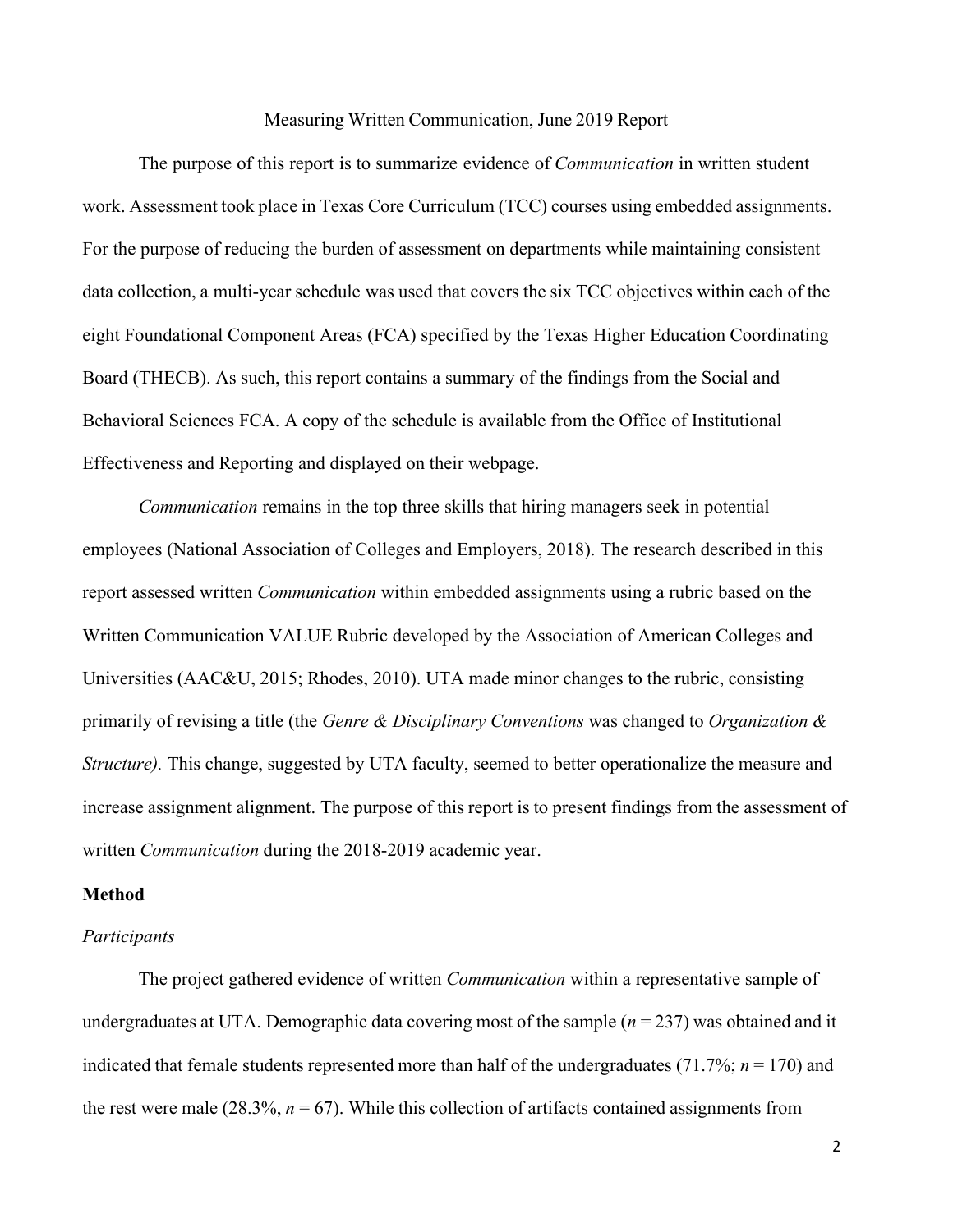Measuring Written Communication, June 2019 Report

The purpose of this report is to summarize evidence of *Communication* in written student work. Assessment took place in Texas Core Curriculum (TCC) courses using embedded assignments. For the purpose of reducing the burden of assessment on departments while maintaining consistent data collection, a multi-year schedule was used that covers the six TCC objectives within each of the eight Foundational Component Areas (FCA) specified by the Texas Higher Education Coordinating Board (THECB). As such, this report contains a summary of the findings from the Social and Behavioral Sciences FCA. A copy of the schedule is available from the Office of Institutional Effectiveness and Reporting and displayed on their webpage.

*Communication* remains in the top three skills that hiring managers seek in potential employees (National Association of Colleges and Employers, 2018). The research described in this report assessed written *Communication* within embedded assignments using a rubric based on the Written Communication VALUE Rubric developed by the Association of American Colleges and Universities (AAC&U, 2015; Rhodes, 2010). UTA made minor changes to the rubric, consisting primarily of revising a title (the *Genre & Disciplinary Conventions* was changed to *Organization & Structure).* This change, suggested by UTA faculty, seemed to better operationalize the measure and increase assignment alignment. The purpose of this report is to present findings from the assessment of written *Communication* during the 2018-2019 academic year.

**Method**

*Participants*

The project gathered evidence of written *Communication* within a representative sample of undergraduates at UTA. Demographic data covering most of the sample ($n$ = 237) was obtained and it indicated that female students represented more than half of the undergraduates (71.7%; $n$ = 170) and the rest were male (28.3%, $n$ = 67). While this collection of artifacts contained assignments from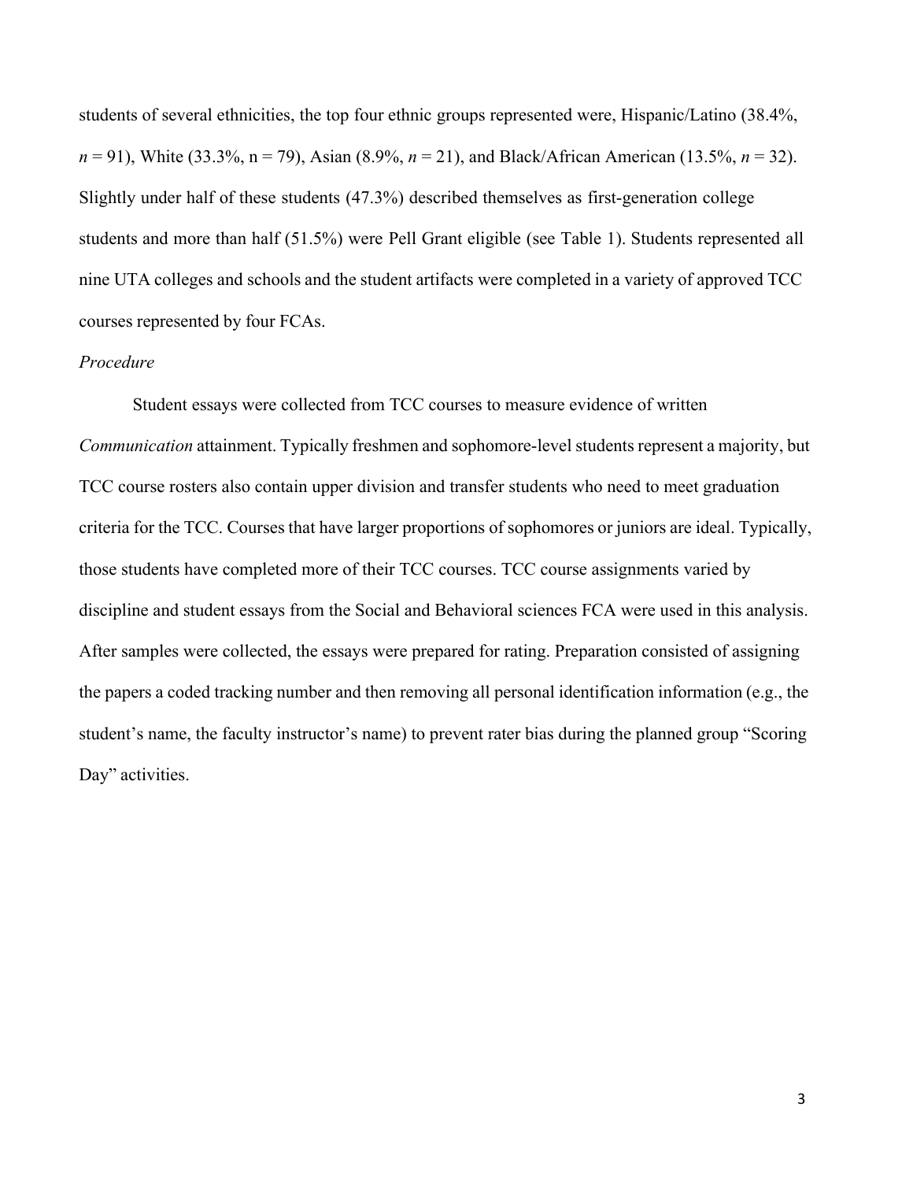students of several ethnicities, the top four ethnic groups represented were, Hispanic/Latino (38.4%, *n* = 91), White (33.3%, n = 79), Asian (8.9%, *n* = 21), and Black/African American (13.5%, *n* = 32). Slightly under half of these students (47.3%) described themselves as first-generation college students and more than half (51.5%) were Pell Grant eligible (see Table 1). Students represented all nine UTA colleges and schools and the student artifacts were completed in a variety of approved TCC courses represented by four FCAs.

*Procedure*

Student essays were collected from TCC courses to measure evidence of written *Communication* attainment. Typically freshmen and sophomore-level students represent a majority, but TCC course rosters also contain upper division and transfer students who need to meet graduation criteria for the TCC. Courses that have larger proportions of sophomores or juniors are ideal. Typically, those students have completed more of their TCC courses. TCC course assignments varied by discipline and student essays from the Social and Behavioral sciences FCA were used in this analysis. After samples were collected, the essays were prepared for rating. Preparation consisted of assigning the papers a coded tracking number and then removing all personal identification information (e.g., the student's name, the faculty instructor's name) to prevent rater bias during the planned group "Scoring Day" activities.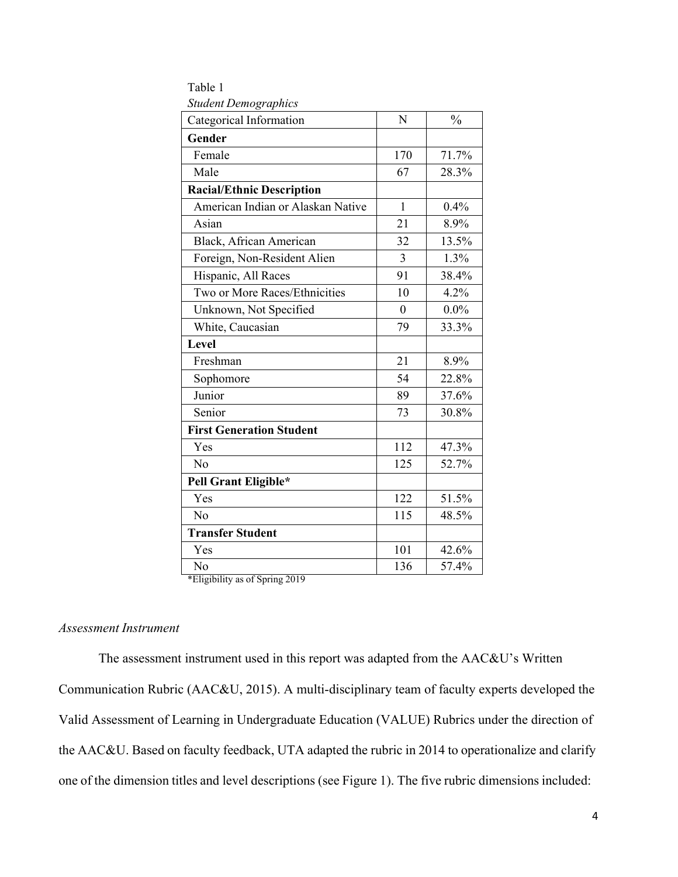Table 1
*Student Demographics*

| Categorical Information | N | % |
|---|---|---|
| **Gender** | | |
| Female | 170 | 71.7% |
| Male | 67 | 28.3% |
| **Racial/Ethnic Description** | | |
| American Indian or Alaskan Native | 1 | 0.4% |
| Asian | 21 | 8.9% |
| Black, African American | 32 | 13.5% |
| Foreign, Non-Resident Alien | 3 | 1.3% |
| Hispanic, All Races | 91 | 38.4% |
| Two or More Races/Ethnicities | 10 | 4.2% |
| Unknown, Not Specified | 0 | 0.0% |
| White, Caucasian | 79 | 33.3% |
| **Level** | | |
| Freshman | 21 | 8.9% |
| Sophomore | 54 | 22.8% |
| Junior | 89 | 37.6% |
| Senior | 73 | 30.8% |
| **First Generation Student** | | |
| Yes | 112 | 47.3% |
| No | 125 | 52.7% |
| **Pell Grant Eligible*** | | |
| Yes | 122 | 51.5% |
| No | 115 | 48.5% |
| **Transfer Student** | | |
| Yes | 101 | 42.6% |
| No | 136 | 57.4% |

*Eligibility as of Spring 2019

*Assessment Instrument*

The assessment instrument used in this report was adapted from the AAC&U's Written Communication Rubric (AAC&U, 2015). A multi-disciplinary team of faculty experts developed the Valid Assessment of Learning in Undergraduate Education (VALUE) Rubrics under the direction of the AAC&U. Based on faculty feedback, UTA adapted the rubric in 2014 to operationalize and clarify one of the dimension titles and level descriptions (see Figure 1). The five rubric dimensions included: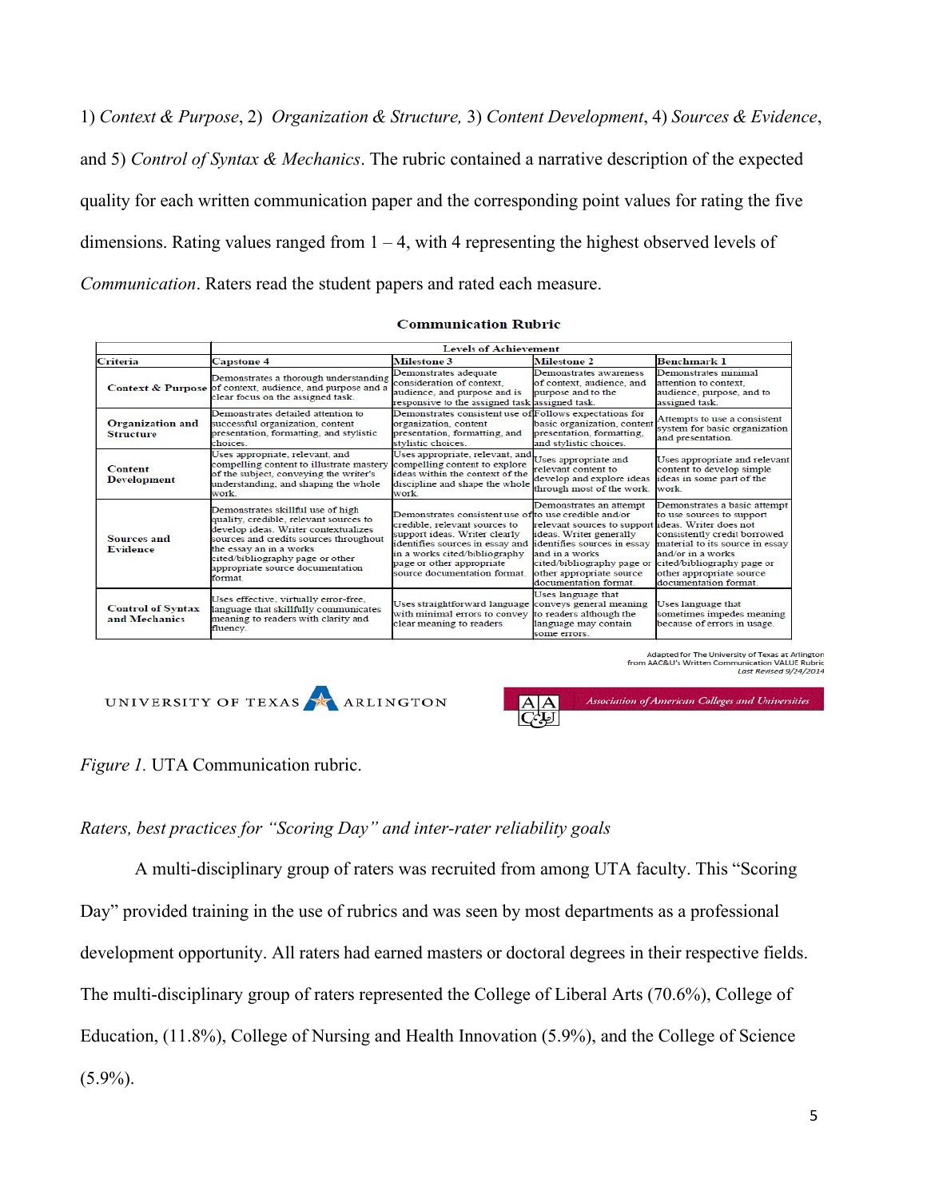1) *Context & Purpose*, 2) *Organization & Structure,* 3) *Content Development*, 4) *Sources & Evidence*, and 5) *Control of Syntax & Mechanics*. The rubric contained a narrative description of the expected quality for each written communication paper and the corresponding point values for rating the five dimensions. Rating values ranged from 1 – 4, with 4 representing the highest observed levels of *Communication*. Raters read the student papers and rated each measure.

**Communication Rubric**

| | Levels of Achievement | | | |
|---|---|---|---|---|
| **Criteria** | **Capstone 4** | **Milestone 3** | **Milestone 2** | **Benchmark 1** |
| **Context & Purpose** | Demonstrates a thorough understanding of context, audience, and purpose and a clear focus on the assigned task. | Demonstrates adequate consideration of context, audience, and purpose and is responsive to the assigned task | Demonstrates awareness of context, audience, and purpose and to the assigned task. | Demonstrates minimal attention to context, audience, purpose, and to assigned task. |
| **Organization and Structure** | Demonstrates detailed attention to successful organization, content presentation, formatting, and stylistic choices. | Demonstrates consistent use of organization, content presentation, formatting, and stylistic choices. | Follows expectations for basic organization, content presentation, formatting, and stylistic choices. | Attempts to use a consistent system for basic organization and presentation. |
| **Content Development** | Uses appropriate, relevant, and compelling content to illustrate mastery of the subject, conveying the writer's understanding, and shaping the whole work. | Uses appropriate, relevant, and compelling content to explore ideas within the context of the discipline and shape the whole work. | Uses appropriate and relevant content to develop and explore ideas through most of the work. | Uses appropriate and relevant content to develop simple ideas in some part of the work. |
| **Sources and Evidence** | Demonstrates skillful use of high quality, credible, relevant sources to develop ideas. Writer contextualizes sources and credits sources throughout the essay an in a works cited/bibliography page or other appropriate source documentation format. | Demonstrates consistent use of credible, relevant sources to support ideas. Writer clearly identifies sources in essay and in a works cited/bibliography page or other appropriate source documentation format. | Demonstrates an attempt to use credible and/or relevant sources to support ideas. Writer generally identifies sources in essay and in a works cited/bibliography page or other appropriate source documentation format. | Demonstrates a basic attempt to use sources to support ideas. Writer does not consistently credit borrowed material to its source in essay and/or in a works cited/bibliography page or other appropriate source documentation format. |
| **Control of Syntax and Mechanics** | Uses effective, virtually error-free, language that skillfully communicates meaning to readers with clarity and fluency. | Uses straightforward language with minimal errors to convey clear meaning to readers. | Uses language that conveys general meaning to readers although the language may contain some errors. | Uses language that sometimes impedes meaning because of errors in usage. |

Adapted for The University of Texas at Arlington from AAC&U's Written Communication VALUE Rubric
*Last Revised 9/24/2014*

UNIVERSITY OF TEXAS ARLINGTON — Association of American Colleges and Universities

*Figure 1.* UTA Communication rubric.

*Raters, best practices for "Scoring Day" and inter-rater reliability goals*

A multi-disciplinary group of raters was recruited from among UTA faculty. This "Scoring Day" provided training in the use of rubrics and was seen by most departments as a professional development opportunity. All raters had earned masters or doctoral degrees in their respective fields. The multi-disciplinary group of raters represented the College of Liberal Arts (70.6%), College of Education, (11.8%), College of Nursing and Health Innovation (5.9%), and the College of Science (5.9%).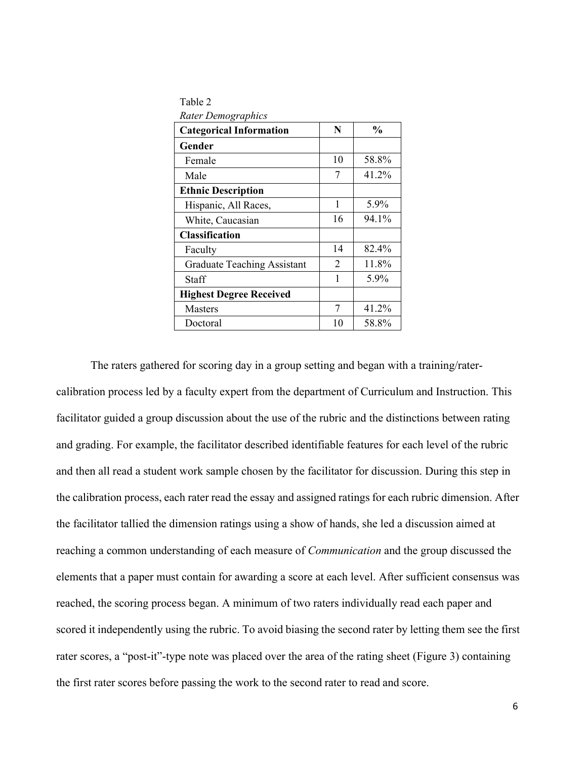Table 2

*Rater Demographics*

| **Categorical Information** | **N** | **%** |
|---|---|---|
| **Gender** | | |
| Female | 10 | 58.8% |
| Male | 7 | 41.2% |
| **Ethnic Description** | | |
| Hispanic, All Races, | 1 | 5.9% |
| White, Caucasian | 16 | 94.1% |
| **Classification** | | |
| Faculty | 14 | 82.4% |
| Graduate Teaching Assistant | 2 | 11.8% |
| Staff | 1 | 5.9% |
| **Highest Degree Received** | | |
| Masters | 7 | 41.2% |
| Doctoral | 10 | 58.8% |

The raters gathered for scoring day in a group setting and began with a training/rater-calibration process led by a faculty expert from the department of Curriculum and Instruction. This facilitator guided a group discussion about the use of the rubric and the distinctions between rating and grading. For example, the facilitator described identifiable features for each level of the rubric and then all read a student work sample chosen by the facilitator for discussion. During this step in the calibration process, each rater read the essay and assigned ratings for each rubric dimension. After the facilitator tallied the dimension ratings using a show of hands, she led a discussion aimed at reaching a common understanding of each measure of *Communication* and the group discussed the elements that a paper must contain for awarding a score at each level. After sufficient consensus was reached, the scoring process began. A minimum of two raters individually read each paper and scored it independently using the rubric. To avoid biasing the second rater by letting them see the first rater scores, a "post-it"-type note was placed over the area of the rating sheet (Figure 3) containing the first rater scores before passing the work to the second rater to read and score.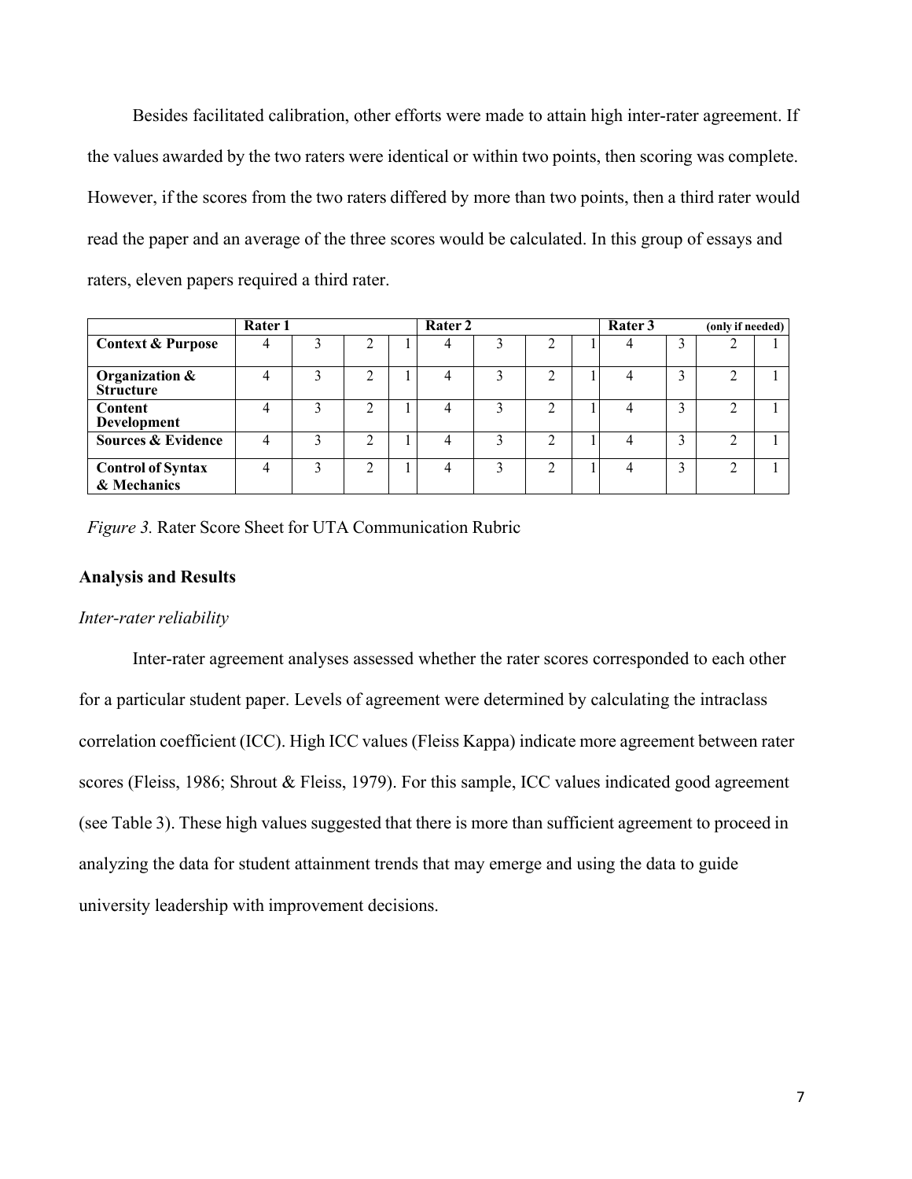Besides facilitated calibration, other efforts were made to attain high inter-rater agreement. If the values awarded by the two raters were identical or within two points, then scoring was complete. However, if the scores from the two raters differed by more than two points, then a third rater would read the paper and an average of the three scores would be calculated. In this group of essays and raters, eleven papers required a third rater.

| | **Rater 1** | | | | **Rater 2** | | | | **Rater 3** | | **(only if needed)** | |
|---|---|---|---|---|---|---|---|---|---|---|---|---|
| **Context & Purpose** | 4 | 3 | 2 | 1 | 4 | 3 | 2 | 1 | 4 | 3 | 2 | 1 |
| **Organization & Structure** | 4 | 3 | 2 | 1 | 4 | 3 | 2 | 1 | 4 | 3 | 2 | 1 |
| **Content Development** | 4 | 3 | 2 | 1 | 4 | 3 | 2 | 1 | 4 | 3 | 2 | 1 |
| **Sources & Evidence** | 4 | 3 | 2 | 1 | 4 | 3 | 2 | 1 | 4 | 3 | 2 | 1 |
| **Control of Syntax & Mechanics** | 4 | 3 | 2 | 1 | 4 | 3 | 2 | 1 | 4 | 3 | 2 | 1 |

*Figure 3.* Rater Score Sheet for UTA Communication Rubric

## Analysis and Results

### *Inter-rater reliability*

Inter-rater agreement analyses assessed whether the rater scores corresponded to each other for a particular student paper. Levels of agreement were determined by calculating the intraclass correlation coefficient (ICC). High ICC values (Fleiss Kappa) indicate more agreement between rater scores (Fleiss, 1986; Shrout & Fleiss, 1979). For this sample, ICC values indicated good agreement (see Table 3). These high values suggested that there is more than sufficient agreement to proceed in analyzing the data for student attainment trends that may emerge and using the data to guide university leadership with improvement decisions.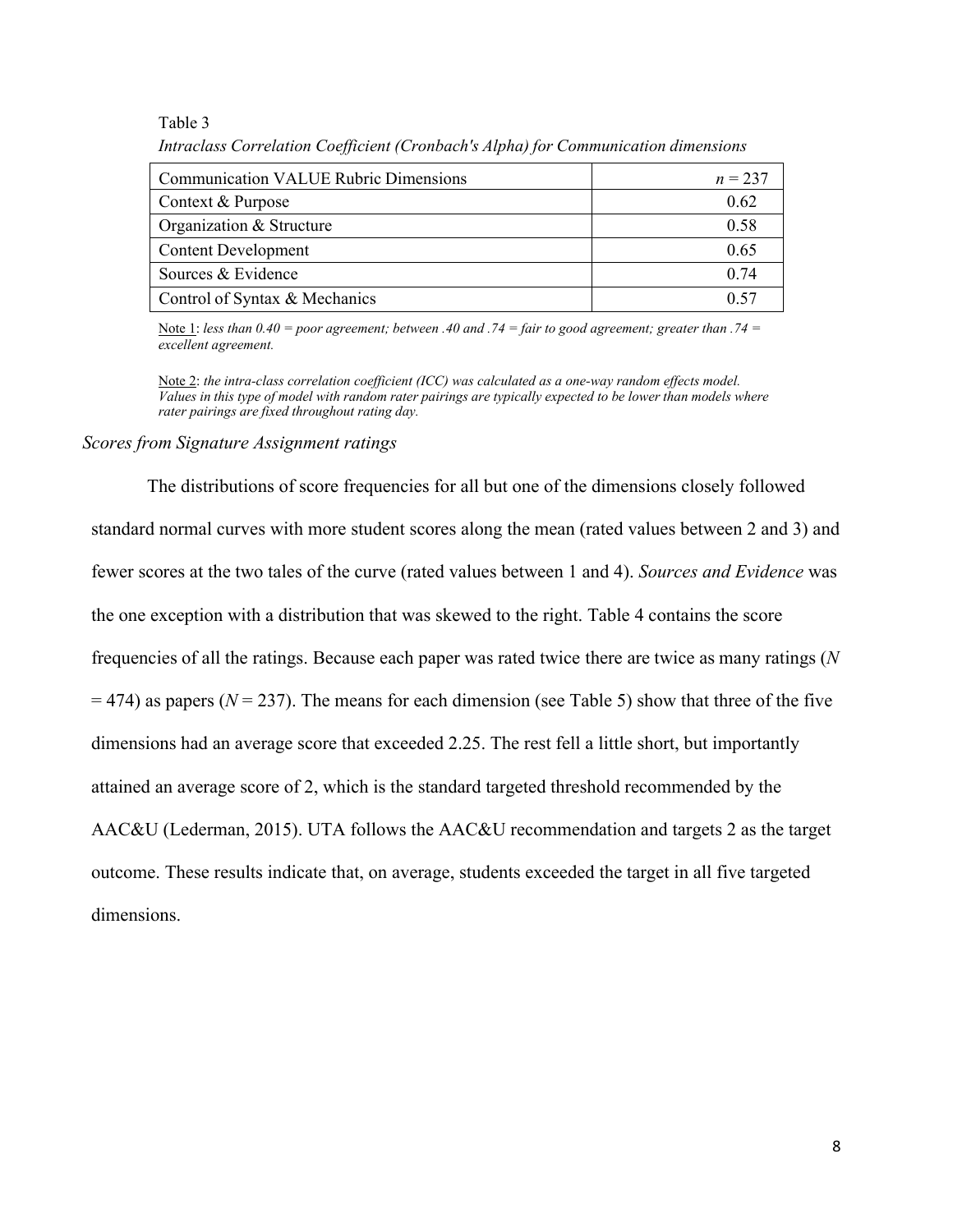Table 3

*Intraclass Correlation Coefficient (Cronbach's Alpha) for Communication dimensions*

| Communication VALUE Rubric Dimensions | *n* = 237 |
|---|---|
| Context & Purpose | 0.62 |
| Organization & Structure | 0.58 |
| Content Development | 0.65 |
| Sources & Evidence | 0.74 |
| Control of Syntax & Mechanics | 0.57 |

Note 1: *less than 0.40 = poor agreement; between .40 and .74 = fair to good agreement; greater than .74 = excellent agreement.*

Note 2: *the intra-class correlation coefficient (ICC) was calculated as a one-way random effects model. Values in this type of model with random rater pairings are typically expected to be lower than models where rater pairings are fixed throughout rating day.*

### *Scores from Signature Assignment ratings*

The distributions of score frequencies for all but one of the dimensions closely followed standard normal curves with more student scores along the mean (rated values between 2 and 3) and fewer scores at the two tales of the curve (rated values between 1 and 4). *Sources and Evidence* was the one exception with a distribution that was skewed to the right. Table 4 contains the score frequencies of all the ratings. Because each paper was rated twice there are twice as many ratings ($N = 474$) as papers ($N = 237$). The means for each dimension (see Table 5) show that three of the five dimensions had an average score that exceeded 2.25. The rest fell a little short, but importantly attained an average score of 2, which is the standard targeted threshold recommended by the AAC&U (Lederman, 2015). UTA follows the AAC&U recommendation and targets 2 as the target outcome. These results indicate that, on average, students exceeded the target in all five targeted dimensions.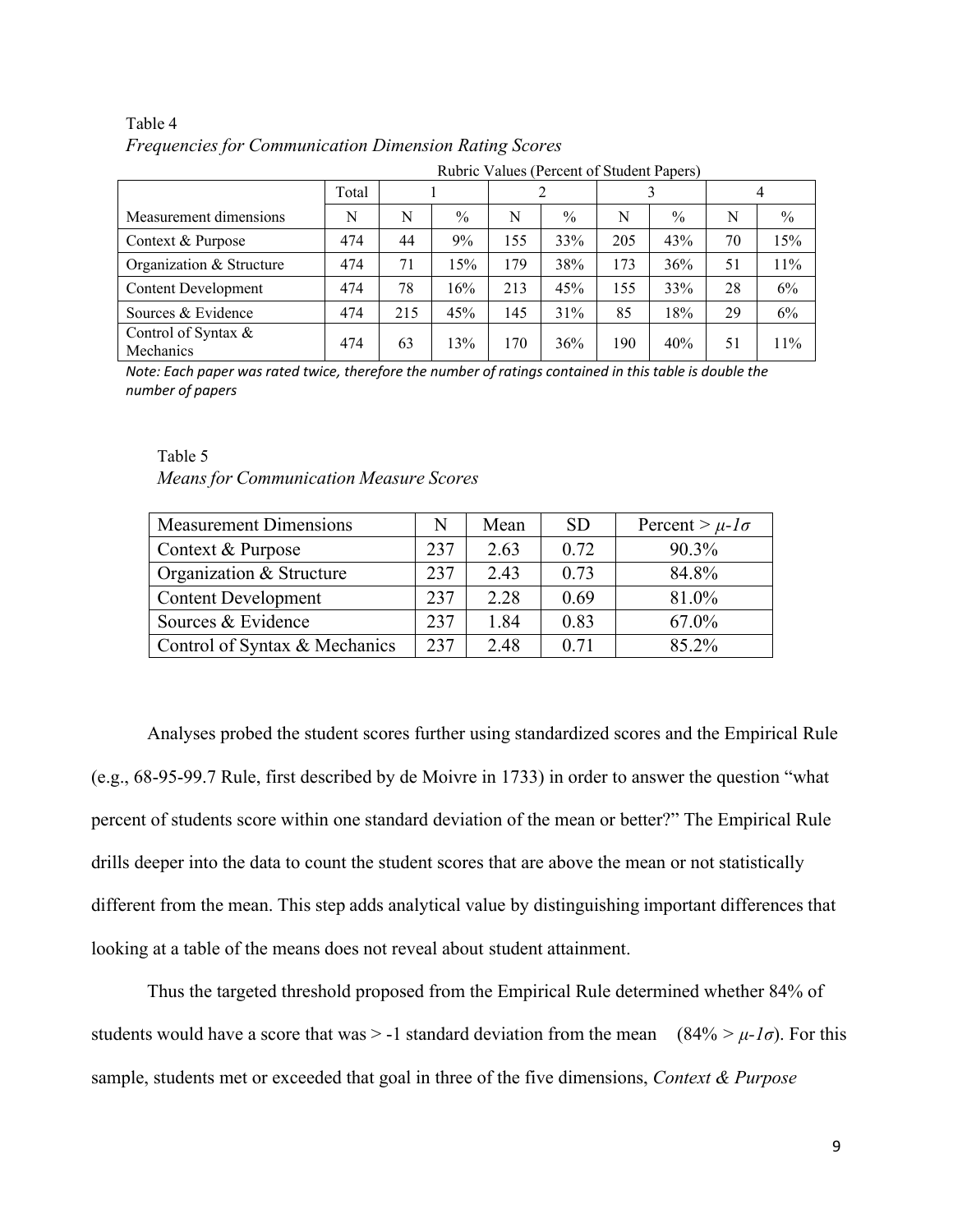Table 4

*Frequencies for Communication Dimension Rating Scores*

| | Total | Rubric Values (Percent of Student Papers) | | | | | | | |
|---|---|---|---|---|---|---|---|---|---|
| | Total | 1 | | 2 | | 3 | | 4 | |
| Measurement dimensions | N | N | % | N | % | N | % | N | % |
| Context & Purpose | 474 | 44 | 9% | 155 | 33% | 205 | 43% | 70 | 15% |
| Organization & Structure | 474 | 71 | 15% | 179 | 38% | 173 | 36% | 51 | 11% |
| Content Development | 474 | 78 | 16% | 213 | 45% | 155 | 33% | 28 | 6% |
| Sources & Evidence | 474 | 215 | 45% | 145 | 31% | 85 | 18% | 29 | 6% |
| Control of Syntax & Mechanics | 474 | 63 | 13% | 170 | 36% | 190 | 40% | 51 | 11% |

*Note: Each paper was rated twice, therefore the number of ratings contained in this table is double the number of papers*

Table 5

*Means for Communication Measure Scores*

| Measurement Dimensions | N | Mean | SD | Percent > $\mu$-$1\sigma$ |
|---|---|---|---|---|
| Context & Purpose | 237 | 2.63 | 0.72 | 90.3% |
| Organization & Structure | 237 | 2.43 | 0.73 | 84.8% |
| Content Development | 237 | 2.28 | 0.69 | 81.0% |
| Sources & Evidence | 237 | 1.84 | 0.83 | 67.0% |
| Control of Syntax & Mechanics | 237 | 2.48 | 0.71 | 85.2% |

Analyses probed the student scores further using standardized scores and the Empirical Rule (e.g., 68-95-99.7 Rule, first described by de Moivre in 1733) in order to answer the question "what percent of students score within one standard deviation of the mean or better?" The Empirical Rule drills deeper into the data to count the student scores that are above the mean or not statistically different from the mean. This step adds analytical value by distinguishing important differences that looking at a table of the means does not reveal about student attainment.

Thus the targeted threshold proposed from the Empirical Rule determined whether 84% of students would have a score that was > -1 standard deviation from the mean ($84\% > \mu - 1\sigma$). For this sample, students met or exceeded that goal in three of the five dimensions, *Context & Purpose*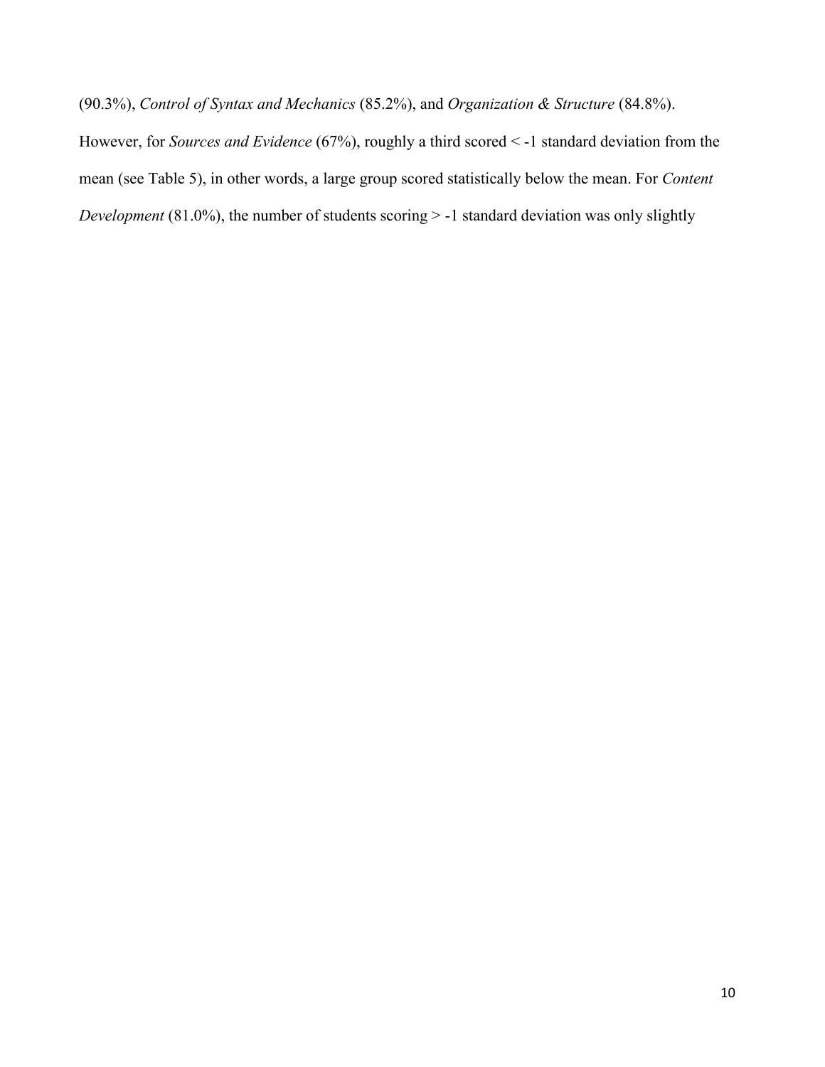(90.3%), *Control of Syntax and Mechanics* (85.2%), and *Organization & Structure* (84.8%). However, for *Sources and Evidence* (67%), roughly a third scored < -1 standard deviation from the mean (see Table 5), in other words, a large group scored statistically below the mean. For *Content Development* (81.0%), the number of students scoring > -1 standard deviation was only slightly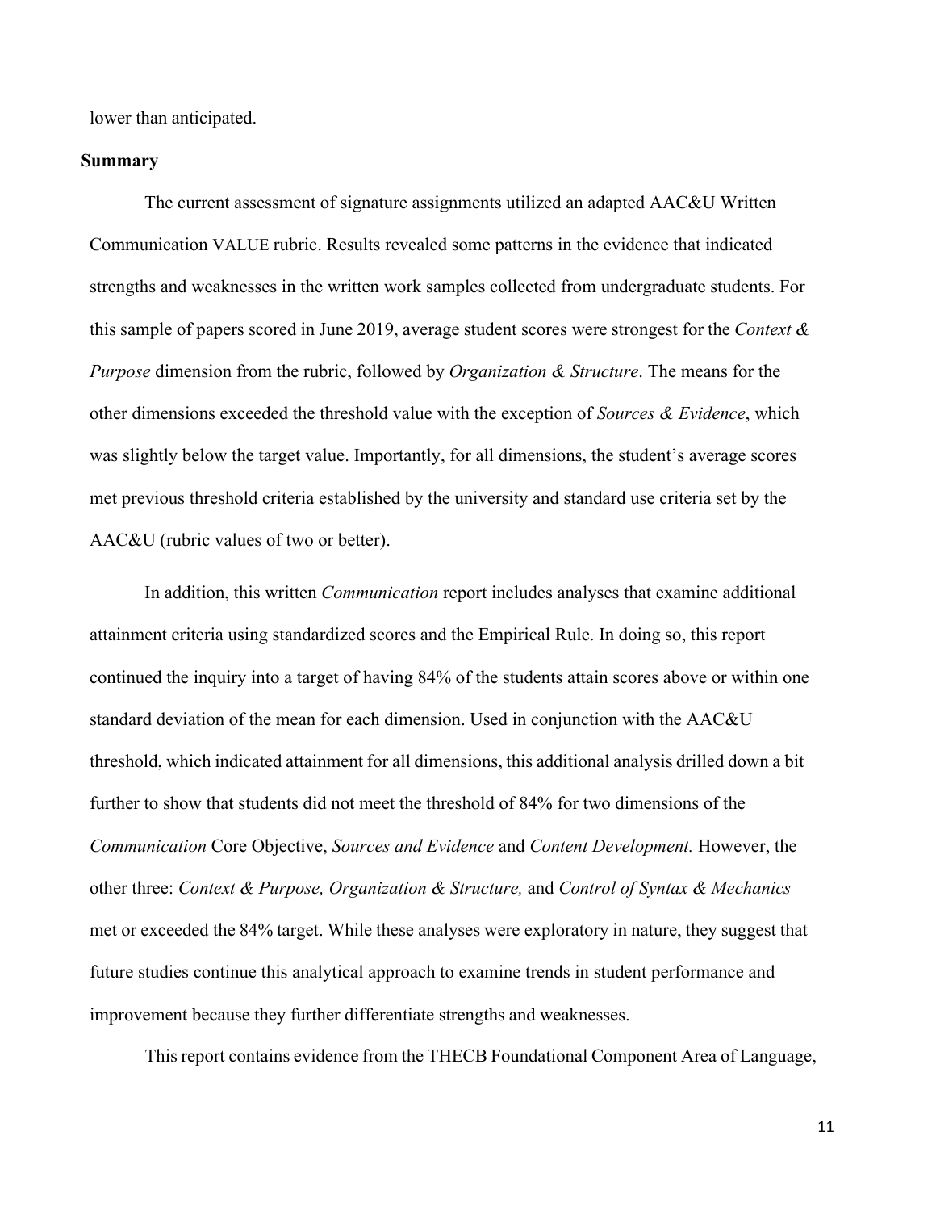lower than anticipated.

## Summary

The current assessment of signature assignments utilized an adapted AAC&U Written Communication VALUE rubric. Results revealed some patterns in the evidence that indicated strengths and weaknesses in the written work samples collected from undergraduate students. For this sample of papers scored in June 2019, average student scores were strongest for the *Context & Purpose* dimension from the rubric, followed by *Organization & Structure*. The means for the other dimensions exceeded the threshold value with the exception of *Sources & Evidence*, which was slightly below the target value. Importantly, for all dimensions, the student's average scores met previous threshold criteria established by the university and standard use criteria set by the AAC&U (rubric values of two or better).

In addition, this written *Communication* report includes analyses that examine additional attainment criteria using standardized scores and the Empirical Rule. In doing so, this report continued the inquiry into a target of having 84% of the students attain scores above or within one standard deviation of the mean for each dimension. Used in conjunction with the AAC&U threshold, which indicated attainment for all dimensions, this additional analysis drilled down a bit further to show that students did not meet the threshold of 84% for two dimensions of the *Communication* Core Objective, *Sources and Evidence* and *Content Development.* However, the other three: *Context & Purpose, Organization & Structure,* and *Control of Syntax & Mechanics* met or exceeded the 84% target. While these analyses were exploratory in nature, they suggest that future studies continue this analytical approach to examine trends in student performance and improvement because they further differentiate strengths and weaknesses.

This report contains evidence from the THECB Foundational Component Area of Language,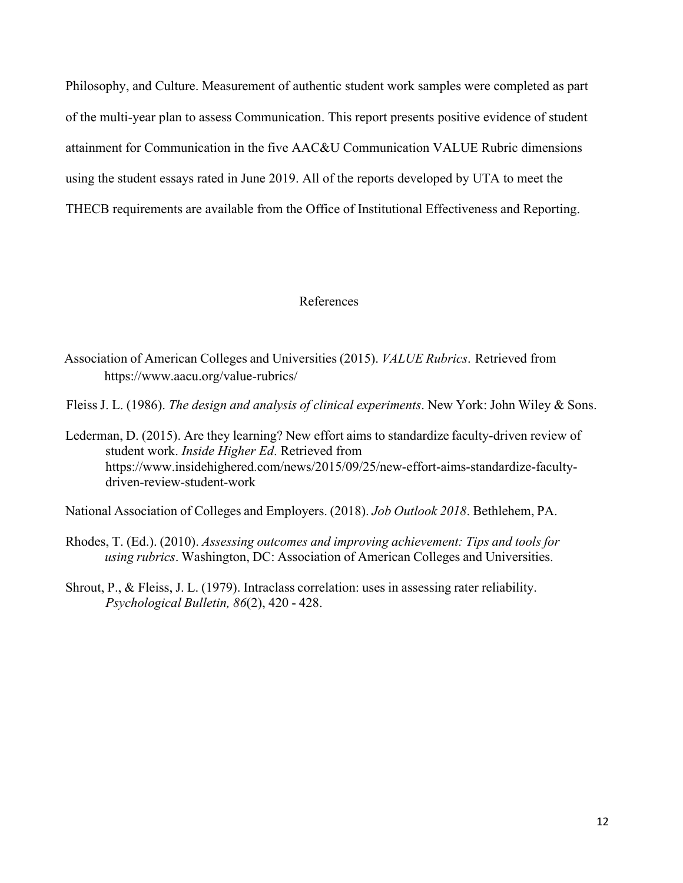Philosophy, and Culture. Measurement of authentic student work samples were completed as part of the multi-year plan to assess Communication. This report presents positive evidence of student attainment for Communication in the five AAC&U Communication VALUE Rubric dimensions using the student essays rated in June 2019. All of the reports developed by UTA to meet the THECB requirements are available from the Office of Institutional Effectiveness and Reporting.

## References

Association of American Colleges and Universities (2015). *VALUE Rubrics*. Retrieved from https://www.aacu.org/value-rubrics/

Fleiss J. L. (1986). *The design and analysis of clinical experiments*. New York: John Wiley & Sons.

Lederman, D. (2015). Are they learning? New effort aims to standardize faculty-driven review of student work. *Inside Higher Ed*. Retrieved from https://www.insidehighered.com/news/2015/09/25/new-effort-aims-standardize-faculty-driven-review-student-work

National Association of Colleges and Employers. (2018). *Job Outlook 2018*. Bethlehem, PA.

Rhodes, T. (Ed.). (2010). *Assessing outcomes and improving achievement: Tips and tools for using rubrics*. Washington, DC: Association of American Colleges and Universities.

Shrout, P., & Fleiss, J. L. (1979). Intraclass correlation: uses in assessing rater reliability. *Psychological Bulletin, 86*(2), 420 - 428.